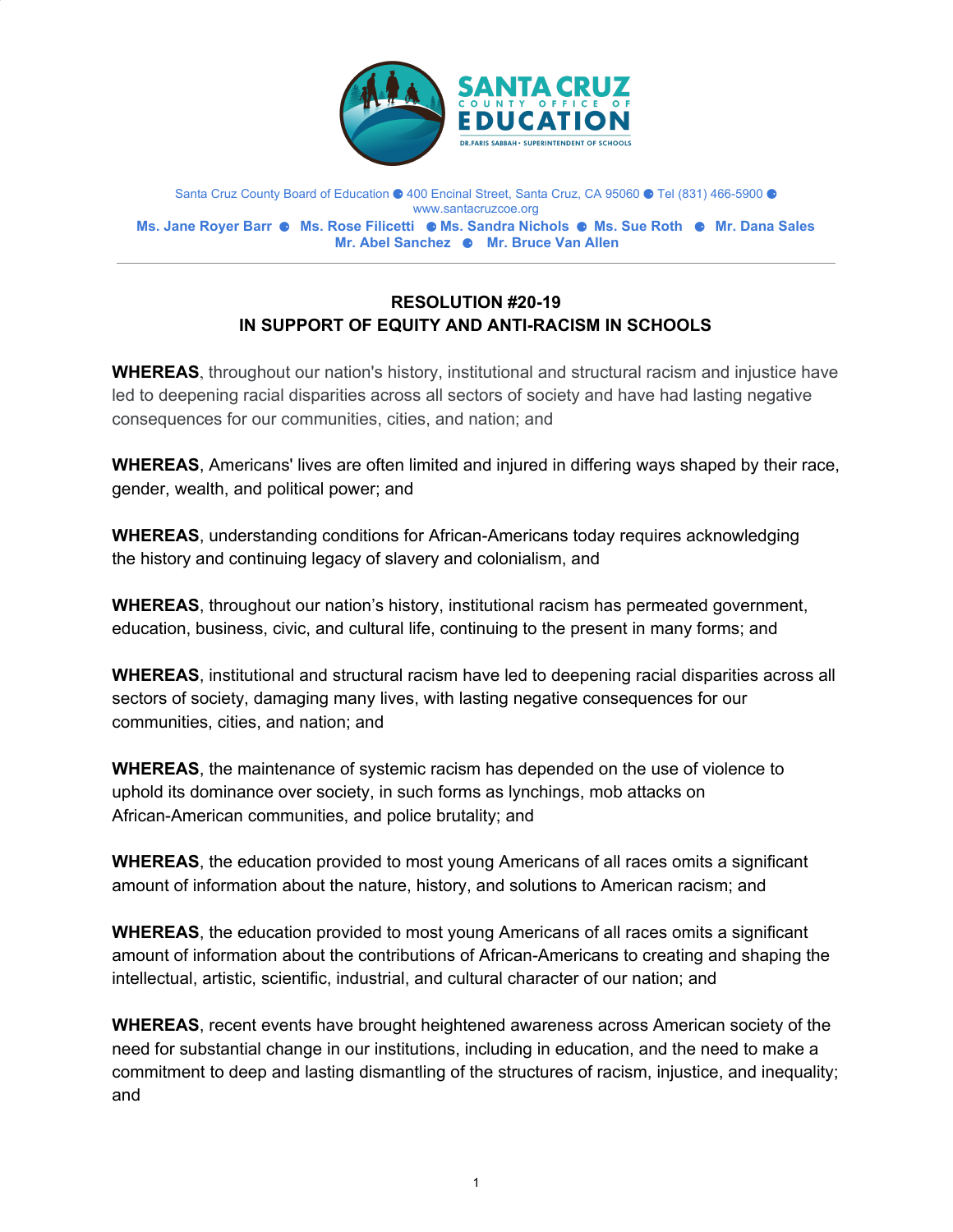SANTA CRUZ COUNTY OFFICE OF EDUCATION

DR. FARIS SABBAH • SUPERINTENDENT OF SCHOOLS

Santa Cruz County Board of Education ● 400 Encinal Street, Santa Cruz, CA 95060 ● Tel (831) 466-5900 ● www.santacruzcoe.org

**Ms. Jane Royer Barr ● Ms. Rose Filicetti ● Ms. Sandra Nichols ● Ms. Sue Roth ● Mr. Dana Sales**
**Mr. Abel Sanchez ● Mr. Bruce Van Allen**

---

## RESOLUTION #20-19
## IN SUPPORT OF EQUITY AND ANTI-RACISM IN SCHOOLS

**WHEREAS**, throughout our nation's history, institutional and structural racism and injustice have led to deepening racial disparities across all sectors of society and have had lasting negative consequences for our communities, cities, and nation; and

**WHEREAS**, Americans' lives are often limited and injured in differing ways shaped by their race, gender, wealth, and political power; and

**WHEREAS**, understanding conditions for African-Americans today requires acknowledging the history and continuing legacy of slavery and colonialism, and

**WHEREAS**, throughout our nation's history, institutional racism has permeated government, education, business, civic, and cultural life, continuing to the present in many forms; and

**WHEREAS**, institutional and structural racism have led to deepening racial disparities across all sectors of society, damaging many lives, with lasting negative consequences for our communities, cities, and nation; and

**WHEREAS**, the maintenance of systemic racism has depended on the use of violence to uphold its dominance over society, in such forms as lynchings, mob attacks on African-American communities, and police brutality; and

**WHEREAS**, the education provided to most young Americans of all races omits a significant amount of information about the nature, history, and solutions to American racism; and

**WHEREAS**, the education provided to most young Americans of all races omits a significant amount of information about the contributions of African-Americans to creating and shaping the intellectual, artistic, scientific, industrial, and cultural character of our nation; and

**WHEREAS**, recent events have brought heightened awareness across American society of the need for substantial change in our institutions, including in education, and the need to make a commitment to deep and lasting dismantling of the structures of racism, injustice, and inequality; and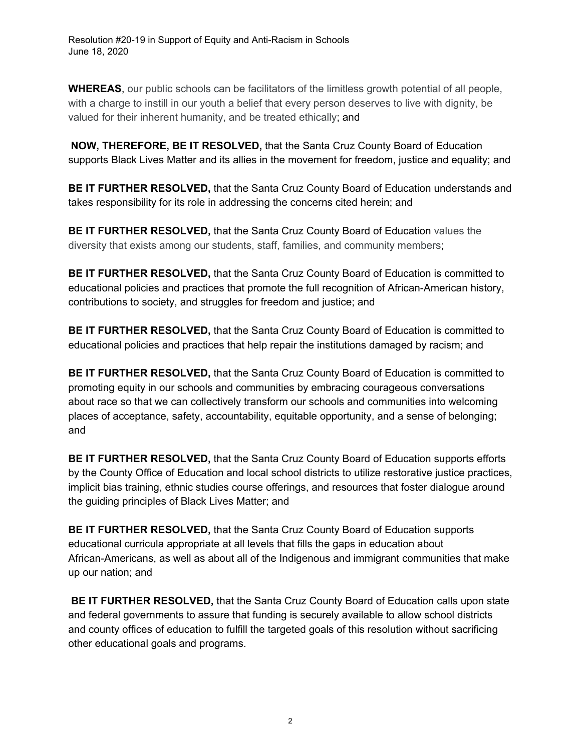**WHEREAS**, our public schools can be facilitators of the limitless growth potential of all people, with a charge to instill in our youth a belief that every person deserves to live with dignity, be valued for their inherent humanity, and be treated ethically; and

**NOW, THEREFORE, BE IT RESOLVED,** that the Santa Cruz County Board of Education supports Black Lives Matter and its allies in the movement for freedom, justice and equality; and

**BE IT FURTHER RESOLVED,** that the Santa Cruz County Board of Education understands and takes responsibility for its role in addressing the concerns cited herein; and

**BE IT FURTHER RESOLVED,** that the Santa Cruz County Board of Education values the diversity that exists among our students, staff, families, and community members;

**BE IT FURTHER RESOLVED,** that the Santa Cruz County Board of Education is committed to educational policies and practices that promote the full recognition of African-American history, contributions to society, and struggles for freedom and justice; and

**BE IT FURTHER RESOLVED,** that the Santa Cruz County Board of Education is committed to educational policies and practices that help repair the institutions damaged by racism; and

**BE IT FURTHER RESOLVED,** that the Santa Cruz County Board of Education is committed to promoting equity in our schools and communities by embracing courageous conversations about race so that we can collectively transform our schools and communities into welcoming places of acceptance, safety, accountability, equitable opportunity, and a sense of belonging; and

**BE IT FURTHER RESOLVED,** that the Santa Cruz County Board of Education supports efforts by the County Office of Education and local school districts to utilize restorative justice practices, implicit bias training, ethnic studies course offerings, and resources that foster dialogue around the guiding principles of Black Lives Matter; and

**BE IT FURTHER RESOLVED,** that the Santa Cruz County Board of Education supports educational curricula appropriate at all levels that fills the gaps in education about African-Americans, as well as about all of the Indigenous and immigrant communities that make up our nation; and

**BE IT FURTHER RESOLVED,** that the Santa Cruz County Board of Education calls upon state and federal governments to assure that funding is securely available to allow school districts and county offices of education to fulfill the targeted goals of this resolution without sacrificing other educational goals and programs.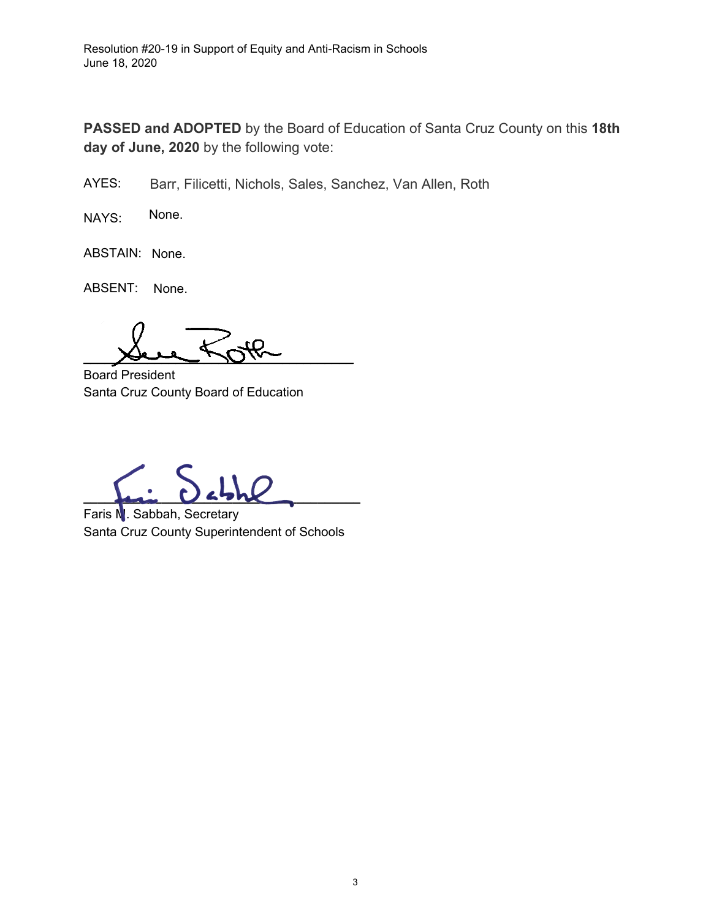Resolution #20-19 in Support of Equity and Anti-Racism in Schools
June 18, 2020

**PASSED and ADOPTED** by the Board of Education of Santa Cruz County on this **18th day of June, 2020** by the following vote:

AYES: Barr, Filicetti, Nichols, Sales, Sanchez, Van Allen, Roth

NAYS: None.

ABSTAIN: None.

ABSENT: None.

\_\_\_\_\_\_\_\_\_\_\_\_\_\_\_\_\_\_\_\_\_\_\_\_\_\_\_\_\_\_\_\_
Board President
Santa Cruz County Board of Education

\_\_\_\_\_\_\_\_\_\_\_\_\_\_\_\_\_\_\_\_\_\_\_\_\_\_\_\_\_\_\_\_
Faris M. Sabbah, Secretary
Santa Cruz County Superintendent of Schools